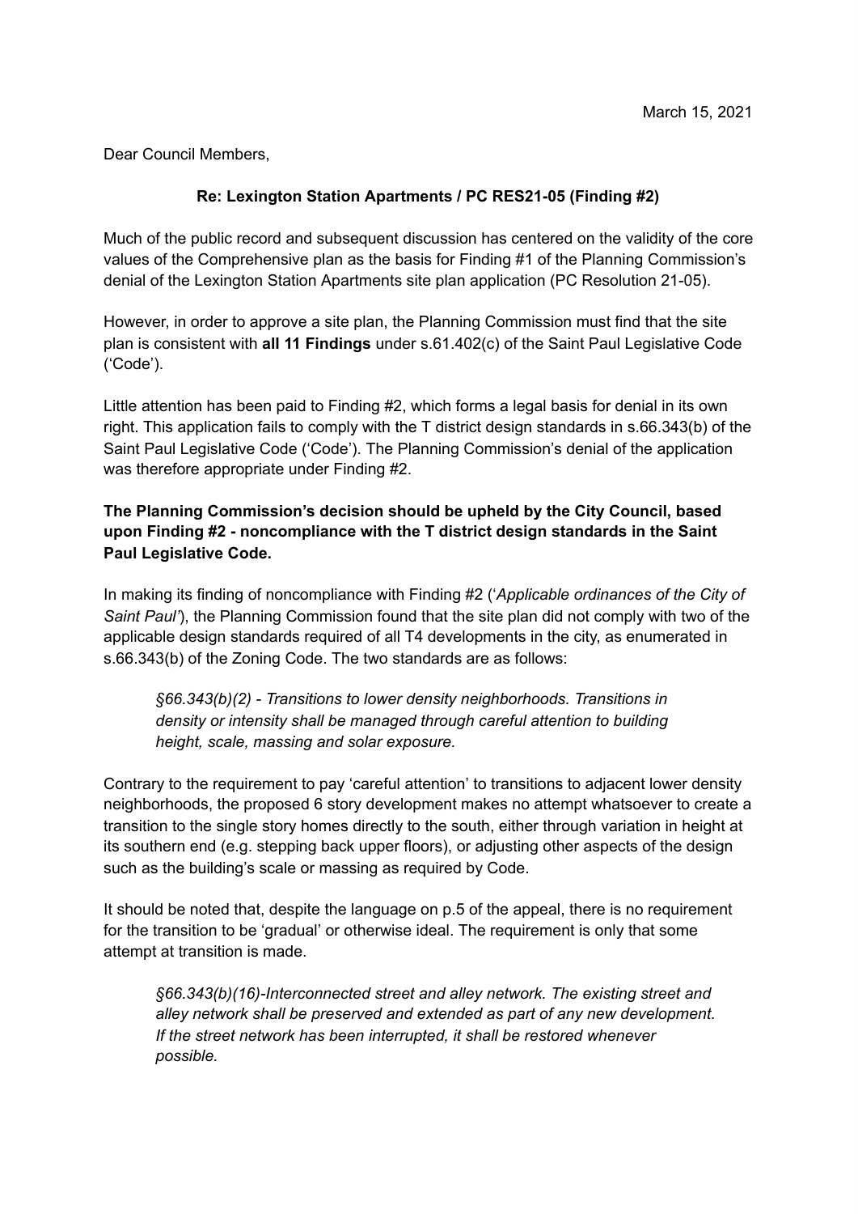March 15, 2021

Dear Council Members,

**Re: Lexington Station Apartments / PC RES21-05 (Finding #2)**

Much of the public record and subsequent discussion has centered on the validity of the core values of the Comprehensive plan as the basis for Finding #1 of the Planning Commission's denial of the Lexington Station Apartments site plan application (PC Resolution 21-05).

However, in order to approve a site plan, the Planning Commission must find that the site plan is consistent with **all 11 Findings** under s.61.402(c) of the Saint Paul Legislative Code ('Code').

Little attention has been paid to Finding #2, which forms a legal basis for denial in its own right. This application fails to comply with the T district design standards in s.66.343(b) of the Saint Paul Legislative Code ('Code'). The Planning Commission's denial of the application was therefore appropriate under Finding #2.

**The Planning Commission's decision should be upheld by the City Council, based upon Finding #2 - noncompliance with the T district design standards in the Saint Paul Legislative Code.**

In making its finding of noncompliance with Finding #2 ('*Applicable ordinances of the City of Saint Paul*'), the Planning Commission found that the site plan did not comply with two of the applicable design standards required of all T4 developments in the city, as enumerated in s.66.343(b) of the Zoning Code. The two standards are as follows:

> *§66.343(b)(2) - Transitions to lower density neighborhoods. Transitions in density or intensity shall be managed through careful attention to building height, scale, massing and solar exposure.*

Contrary to the requirement to pay 'careful attention' to transitions to adjacent lower density neighborhoods, the proposed 6 story development makes no attempt whatsoever to create a transition to the single story homes directly to the south, either through variation in height at its southern end (e.g. stepping back upper floors), or adjusting other aspects of the design such as the building's scale or massing as required by Code.

It should be noted that, despite the language on p.5 of the appeal, there is no requirement for the transition to be 'gradual' or otherwise ideal. The requirement is only that some attempt at transition is made.

> *§66.343(b)(16)-Interconnected street and alley network. The existing street and alley network shall be preserved and extended as part of any new development. If the street network has been interrupted, it shall be restored whenever possible.*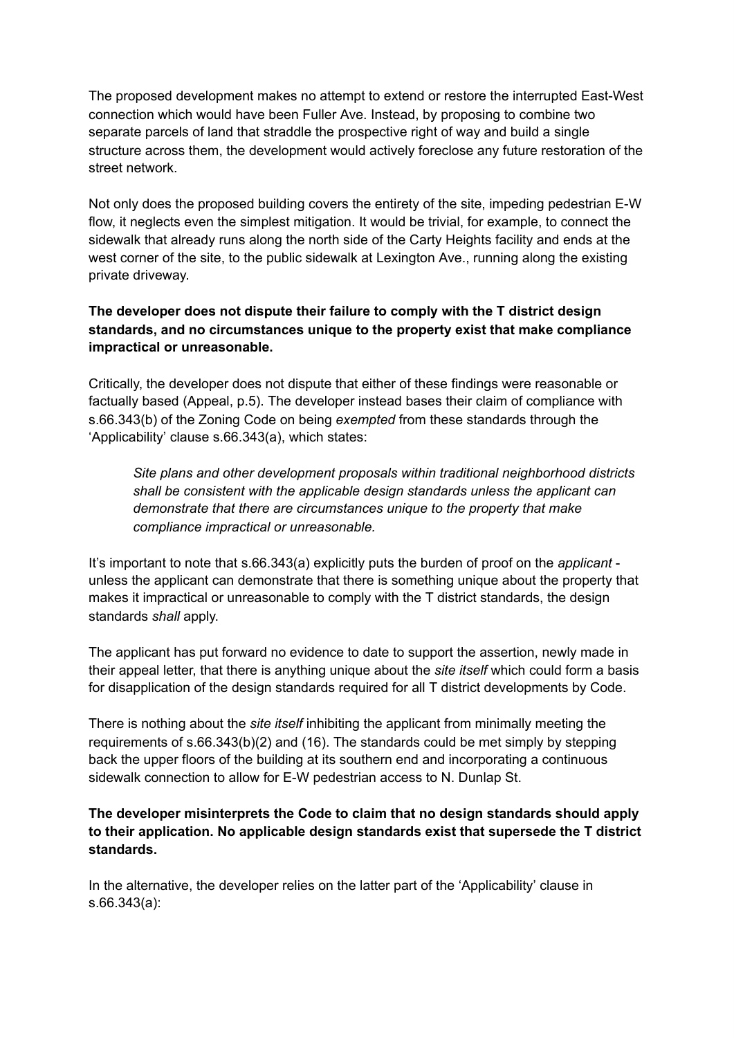The proposed development makes no attempt to extend or restore the interrupted East-West connection which would have been Fuller Ave. Instead, by proposing to combine two separate parcels of land that straddle the prospective right of way and build a single structure across them, the development would actively foreclose any future restoration of the street network.

Not only does the proposed building covers the entirety of the site, impeding pedestrian E-W flow, it neglects even the simplest mitigation. It would be trivial, for example, to connect the sidewalk that already runs along the north side of the Carty Heights facility and ends at the west corner of the site, to the public sidewalk at Lexington Ave., running along the existing private driveway.

**The developer does not dispute their failure to comply with the T district design standards, and no circumstances unique to the property exist that make compliance impractical or unreasonable.**

Critically, the developer does not dispute that either of these findings were reasonable or factually based (Appeal, p.5). The developer instead bases their claim of compliance with s.66.343(b) of the Zoning Code on being *exempted* from these standards through the 'Applicability' clause s.66.343(a), which states:

> *Site plans and other development proposals within traditional neighborhood districts shall be consistent with the applicable design standards unless the applicant can demonstrate that there are circumstances unique to the property that make compliance impractical or unreasonable.*

It's important to note that s.66.343(a) explicitly puts the burden of proof on the *applicant* - unless the applicant can demonstrate that there is something unique about the property that makes it impractical or unreasonable to comply with the T district standards, the design standards *shall* apply.

The applicant has put forward no evidence to date to support the assertion, newly made in their appeal letter, that there is anything unique about the *site itself* which could form a basis for disapplication of the design standards required for all T district developments by Code.

There is nothing about the *site itself* inhibiting the applicant from minimally meeting the requirements of s.66.343(b)(2) and (16). The standards could be met simply by stepping back the upper floors of the building at its southern end and incorporating a continuous sidewalk connection to allow for E-W pedestrian access to N. Dunlap St.

**The developer misinterprets the Code to claim that no design standards should apply to their application. No applicable design standards exist that supersede the T district standards.**

In the alternative, the developer relies on the latter part of the 'Applicability' clause in s.66.343(a):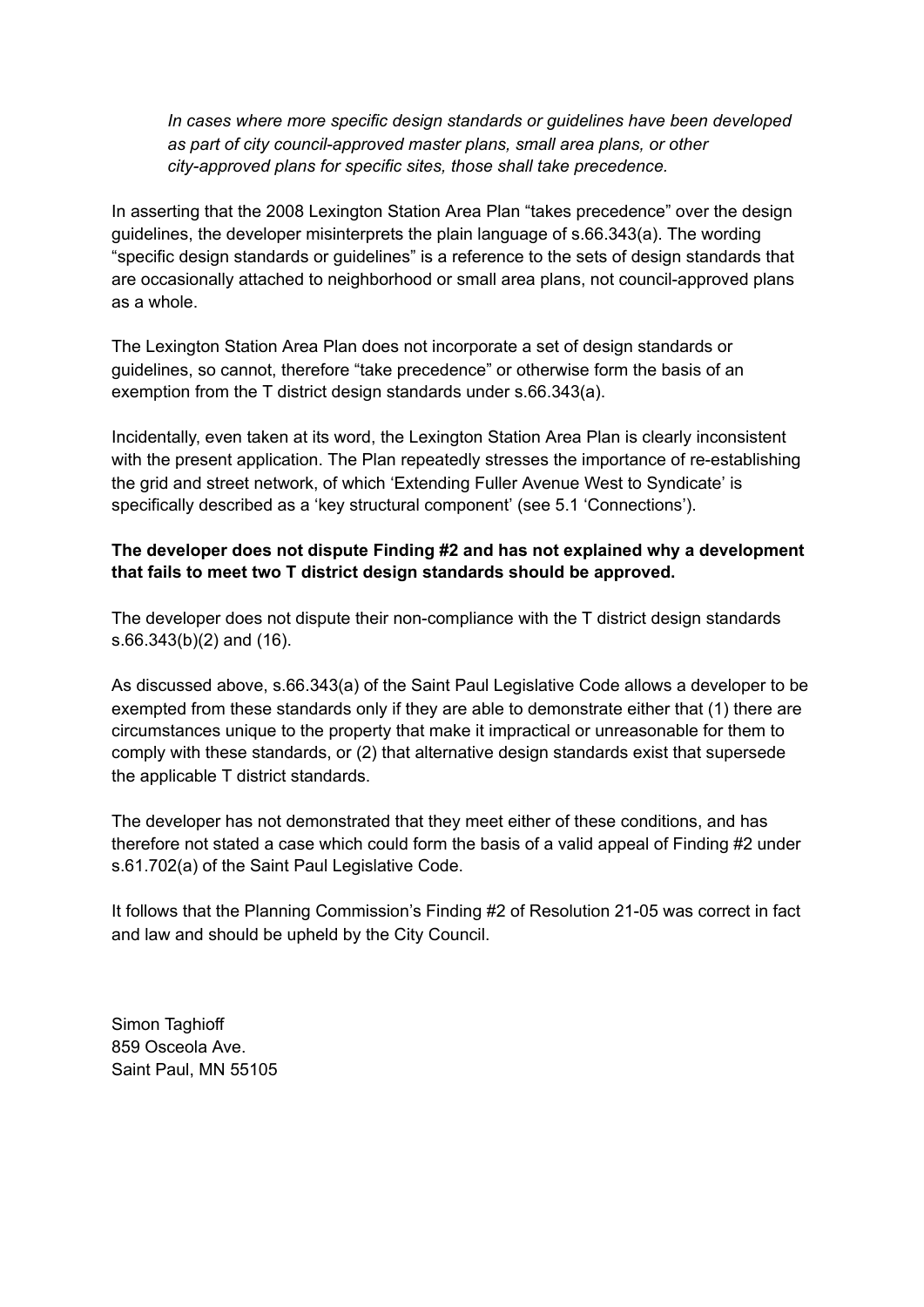> *In cases where more specific design standards or guidelines have been developed as part of city council-approved master plans, small area plans, or other city-approved plans for specific sites, those shall take precedence.*

In asserting that the 2008 Lexington Station Area Plan "takes precedence" over the design guidelines, the developer misinterprets the plain language of s.66.343(a). The wording "specific design standards or guidelines" is a reference to the sets of design standards that are occasionally attached to neighborhood or small area plans, not council-approved plans as a whole.

The Lexington Station Area Plan does not incorporate a set of design standards or guidelines, so cannot, therefore "take precedence" or otherwise form the basis of an exemption from the T district design standards under s.66.343(a).

Incidentally, even taken at its word, the Lexington Station Area Plan is clearly inconsistent with the present application. The Plan repeatedly stresses the importance of re-establishing the grid and street network, of which 'Extending Fuller Avenue West to Syndicate' is specifically described as a 'key structural component' (see 5.1 'Connections').

**The developer does not dispute Finding #2 and has not explained why a development that fails to meet two T district design standards should be approved.**

The developer does not dispute their non-compliance with the T district design standards s.66.343(b)(2) and (16).

As discussed above, s.66.343(a) of the Saint Paul Legislative Code allows a developer to be exempted from these standards only if they are able to demonstrate either that (1) there are circumstances unique to the property that make it impractical or unreasonable for them to comply with these standards, or (2) that alternative design standards exist that supersede the applicable T district standards.

The developer has not demonstrated that they meet either of these conditions, and has therefore not stated a case which could form the basis of a valid appeal of Finding #2 under s.61.702(a) of the Saint Paul Legislative Code.

It follows that the Planning Commission's Finding #2 of Resolution 21-05 was correct in fact and law and should be upheld by the City Council.

Simon Taghioff
859 Osceola Ave.
Saint Paul, MN 55105